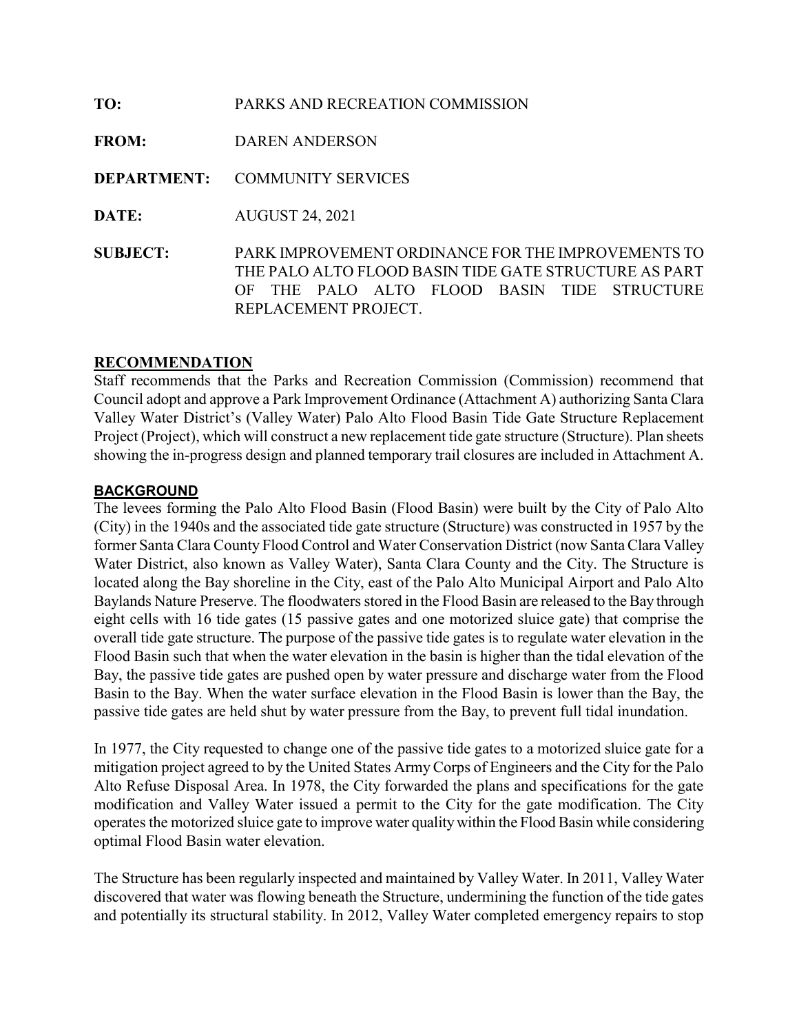**TO:** PARKS AND RECREATION COMMISSION

**FROM:** DAREN ANDERSON

**DEPARTMENT:** COMMUNITY SERVICES

**DATE:** AUGUST 24, 2021

**SUBJECT:** PARK IMPROVEMENT ORDINANCE FOR THE IMPROVEMENTS TO THE PALO ALTO FLOOD BASIN TIDE GATE STRUCTURE AS PART OF THE PALO ALTO FLOOD BASIN TIDE STRUCTURE REPLACEMENT PROJECT.

## RECOMMENDATION

Staff recommends that the Parks and Recreation Commission (Commission) recommend that Council adopt and approve a Park Improvement Ordinance (Attachment A) authorizing Santa Clara Valley Water District's (Valley Water) Palo Alto Flood Basin Tide Gate Structure Replacement Project (Project), which will construct a new replacement tide gate structure (Structure). Plan sheets showing the in-progress design and planned temporary trail closures are included in Attachment A.

## BACKGROUND

The levees forming the Palo Alto Flood Basin (Flood Basin) were built by the City of Palo Alto (City) in the 1940s and the associated tide gate structure (Structure) was constructed in 1957 by the former Santa Clara County Flood Control and Water Conservation District (now Santa Clara Valley Water District, also known as Valley Water), Santa Clara County and the City. The Structure is located along the Bay shoreline in the City, east of the Palo Alto Municipal Airport and Palo Alto Baylands Nature Preserve. The floodwaters stored in the Flood Basin are released to the Bay through eight cells with 16 tide gates (15 passive gates and one motorized sluice gate) that comprise the overall tide gate structure. The purpose of the passive tide gates is to regulate water elevation in the Flood Basin such that when the water elevation in the basin is higher than the tidal elevation of the Bay, the passive tide gates are pushed open by water pressure and discharge water from the Flood Basin to the Bay. When the water surface elevation in the Flood Basin is lower than the Bay, the passive tide gates are held shut by water pressure from the Bay, to prevent full tidal inundation.

In 1977, the City requested to change one of the passive tide gates to a motorized sluice gate for a mitigation project agreed to by the United States Army Corps of Engineers and the City for the Palo Alto Refuse Disposal Area. In 1978, the City forwarded the plans and specifications for the gate modification and Valley Water issued a permit to the City for the gate modification. The City operates the motorized sluice gate to improve water quality within the Flood Basin while considering optimal Flood Basin water elevation.

The Structure has been regularly inspected and maintained by Valley Water. In 2011, Valley Water discovered that water was flowing beneath the Structure, undermining the function of the tide gates and potentially its structural stability. In 2012, Valley Water completed emergency repairs to stop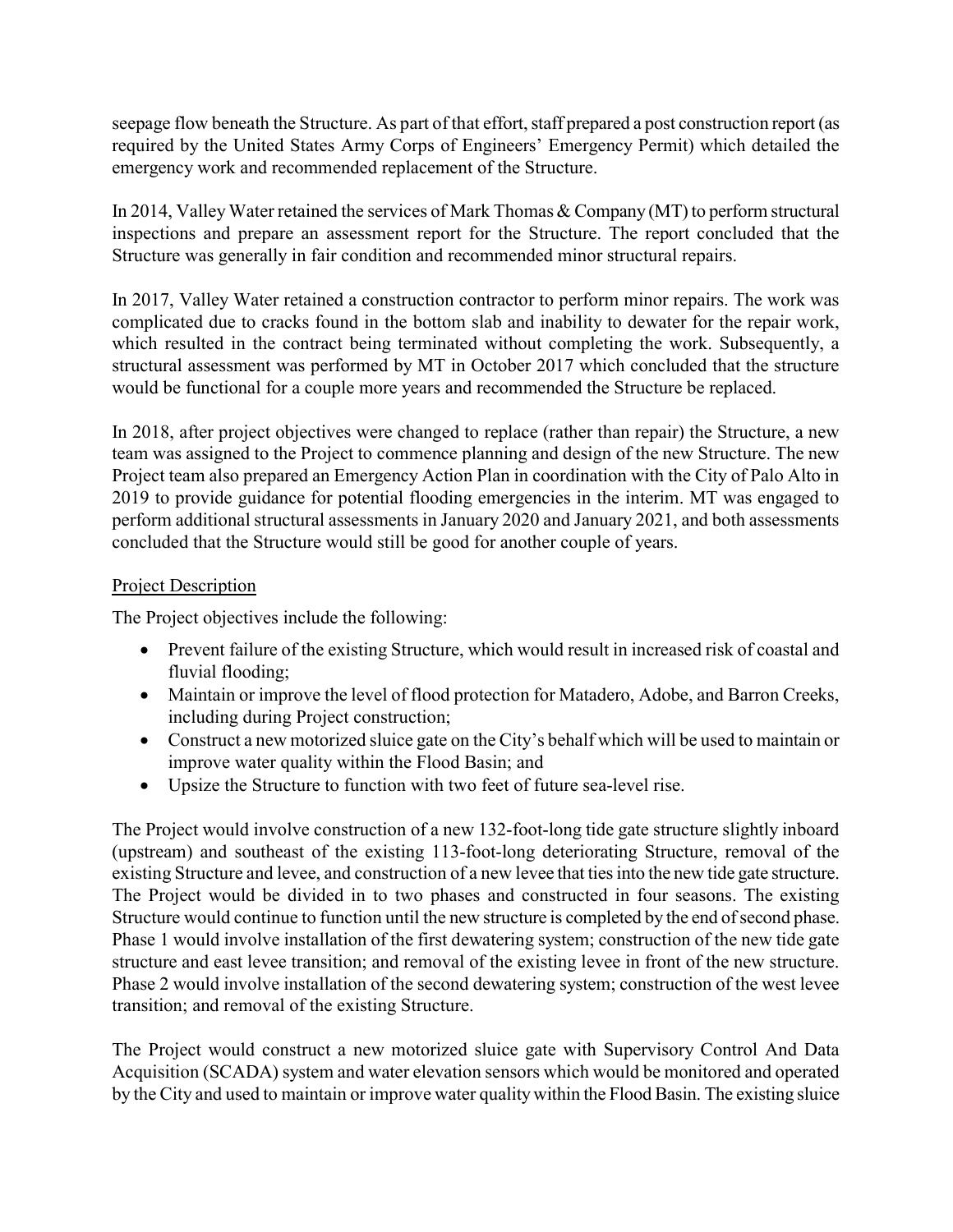seepage flow beneath the Structure. As part of that effort, staff prepared a post construction report (as required by the United States Army Corps of Engineers' Emergency Permit) which detailed the emergency work and recommended replacement of the Structure.

In 2014, Valley Water retained the services of Mark Thomas & Company (MT) to perform structural inspections and prepare an assessment report for the Structure. The report concluded that the Structure was generally in fair condition and recommended minor structural repairs.

In 2017, Valley Water retained a construction contractor to perform minor repairs. The work was complicated due to cracks found in the bottom slab and inability to dewater for the repair work, which resulted in the contract being terminated without completing the work. Subsequently, a structural assessment was performed by MT in October 2017 which concluded that the structure would be functional for a couple more years and recommended the Structure be replaced.

In 2018, after project objectives were changed to replace (rather than repair) the Structure, a new team was assigned to the Project to commence planning and design of the new Structure. The new Project team also prepared an Emergency Action Plan in coordination with the City of Palo Alto in 2019 to provide guidance for potential flooding emergencies in the interim. MT was engaged to perform additional structural assessments in January 2020 and January 2021, and both assessments concluded that the Structure would still be good for another couple of years.

## Project Description

The Project objectives include the following:

- Prevent failure of the existing Structure, which would result in increased risk of coastal and fluvial flooding;
- Maintain or improve the level of flood protection for Matadero, Adobe, and Barron Creeks, including during Project construction;
- Construct a new motorized sluice gate on the City's behalf which will be used to maintain or improve water quality within the Flood Basin; and
- Upsize the Structure to function with two feet of future sea-level rise.

The Project would involve construction of a new 132-foot-long tide gate structure slightly inboard (upstream) and southeast of the existing 113-foot-long deteriorating Structure, removal of the existing Structure and levee, and construction of a new levee that ties into the new tide gate structure. The Project would be divided in to two phases and constructed in four seasons. The existing Structure would continue to function until the new structure is completed by the end of second phase. Phase 1 would involve installation of the first dewatering system; construction of the new tide gate structure and east levee transition; and removal of the existing levee in front of the new structure. Phase 2 would involve installation of the second dewatering system; construction of the west levee transition; and removal of the existing Structure.

The Project would construct a new motorized sluice gate with Supervisory Control And Data Acquisition (SCADA) system and water elevation sensors which would be monitored and operated by the City and used to maintain or improve water quality within the Flood Basin. The existing sluice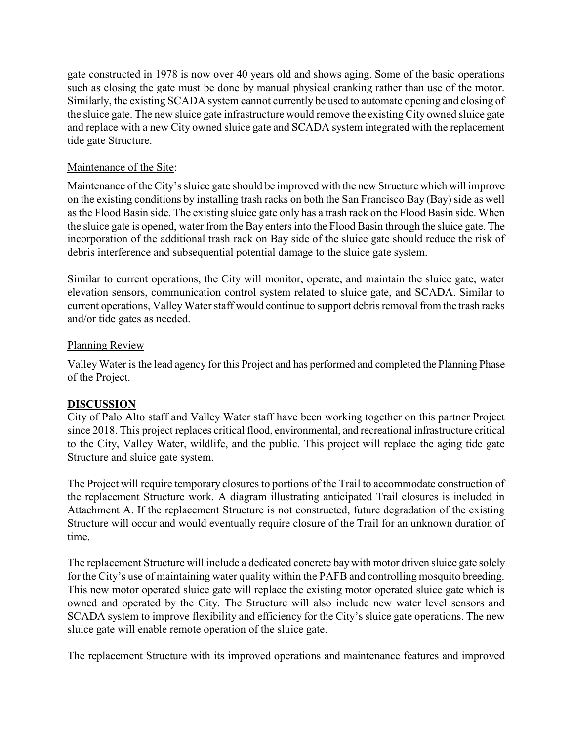gate constructed in 1978 is now over 40 years old and shows aging. Some of the basic operations such as closing the gate must be done by manual physical cranking rather than use of the motor. Similarly, the existing SCADA system cannot currently be used to automate opening and closing of the sluice gate. The new sluice gate infrastructure would remove the existing City owned sluice gate and replace with a new City owned sluice gate and SCADA system integrated with the replacement tide gate Structure.

Maintenance of the Site:

Maintenance of the City's sluice gate should be improved with the new Structure which will improve on the existing conditions by installing trash racks on both the San Francisco Bay (Bay) side as well as the Flood Basin side. The existing sluice gate only has a trash rack on the Flood Basin side. When the sluice gate is opened, water from the Bay enters into the Flood Basin through the sluice gate. The incorporation of the additional trash rack on Bay side of the sluice gate should reduce the risk of debris interference and subsequential potential damage to the sluice gate system.

Similar to current operations, the City will monitor, operate, and maintain the sluice gate, water elevation sensors, communication control system related to sluice gate, and SCADA. Similar to current operations, Valley Water staff would continue to support debris removal from the trash racks and/or tide gates as needed.

Planning Review

Valley Water is the lead agency for this Project and has performed and completed the Planning Phase of the Project.

## DISCUSSION

City of Palo Alto staff and Valley Water staff have been working together on this partner Project since 2018. This project replaces critical flood, environmental, and recreational infrastructure critical to the City, Valley Water, wildlife, and the public. This project will replace the aging tide gate Structure and sluice gate system.

The Project will require temporary closures to portions of the Trail to accommodate construction of the replacement Structure work. A diagram illustrating anticipated Trail closures is included in Attachment A. If the replacement Structure is not constructed, future degradation of the existing Structure will occur and would eventually require closure of the Trail for an unknown duration of time.

The replacement Structure will include a dedicated concrete bay with motor driven sluice gate solely for the City's use of maintaining water quality within the PAFB and controlling mosquito breeding. This new motor operated sluice gate will replace the existing motor operated sluice gate which is owned and operated by the City. The Structure will also include new water level sensors and SCADA system to improve flexibility and efficiency for the City's sluice gate operations. The new sluice gate will enable remote operation of the sluice gate.

The replacement Structure with its improved operations and maintenance features and improved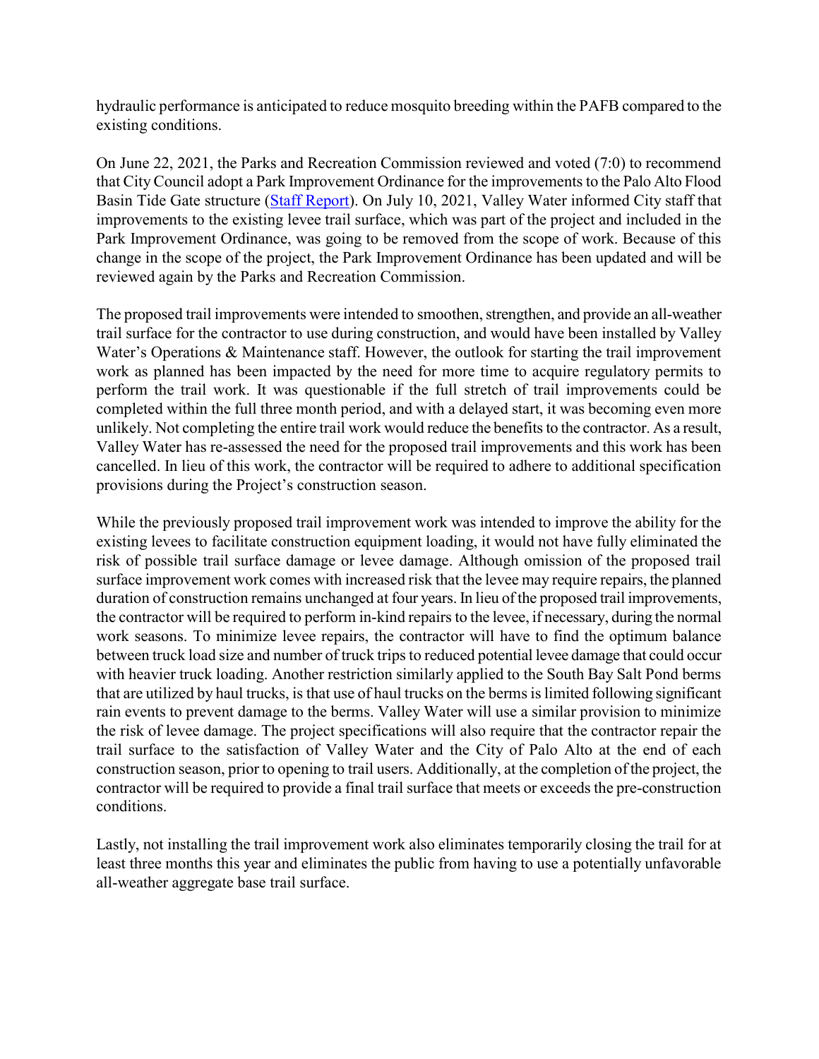hydraulic performance is anticipated to reduce mosquito breeding within the PAFB compared to the existing conditions.

On June 22, 2021, the Parks and Recreation Commission reviewed and voted (7:0) to recommend that City Council adopt a Park Improvement Ordinance for the improvements to the Palo Alto Flood Basin Tide Gate structure (Staff Report). On July 10, 2021, Valley Water informed City staff that improvements to the existing levee trail surface, which was part of the project and included in the Park Improvement Ordinance, was going to be removed from the scope of work. Because of this change in the scope of the project, the Park Improvement Ordinance has been updated and will be reviewed again by the Parks and Recreation Commission.

The proposed trail improvements were intended to smoothen, strengthen, and provide an all-weather trail surface for the contractor to use during construction, and would have been installed by Valley Water's Operations & Maintenance staff. However, the outlook for starting the trail improvement work as planned has been impacted by the need for more time to acquire regulatory permits to perform the trail work. It was questionable if the full stretch of trail improvements could be completed within the full three month period, and with a delayed start, it was becoming even more unlikely. Not completing the entire trail work would reduce the benefits to the contractor. As a result, Valley Water has re-assessed the need for the proposed trail improvements and this work has been cancelled. In lieu of this work, the contractor will be required to adhere to additional specification provisions during the Project's construction season.

While the previously proposed trail improvement work was intended to improve the ability for the existing levees to facilitate construction equipment loading, it would not have fully eliminated the risk of possible trail surface damage or levee damage. Although omission of the proposed trail surface improvement work comes with increased risk that the levee may require repairs, the planned duration of construction remains unchanged at four years. In lieu of the proposed trail improvements, the contractor will be required to perform in-kind repairs to the levee, if necessary, during the normal work seasons. To minimize levee repairs, the contractor will have to find the optimum balance between truck load size and number of truck trips to reduced potential levee damage that could occur with heavier truck loading. Another restriction similarly applied to the South Bay Salt Pond berms that are utilized by haul trucks, is that use of haul trucks on the berms is limited following significant rain events to prevent damage to the berms. Valley Water will use a similar provision to minimize the risk of levee damage. The project specifications will also require that the contractor repair the trail surface to the satisfaction of Valley Water and the City of Palo Alto at the end of each construction season, prior to opening to trail users. Additionally, at the completion of the project, the contractor will be required to provide a final trail surface that meets or exceeds the pre-construction conditions.

Lastly, not installing the trail improvement work also eliminates temporarily closing the trail for at least three months this year and eliminates the public from having to use a potentially unfavorable all-weather aggregate base trail surface.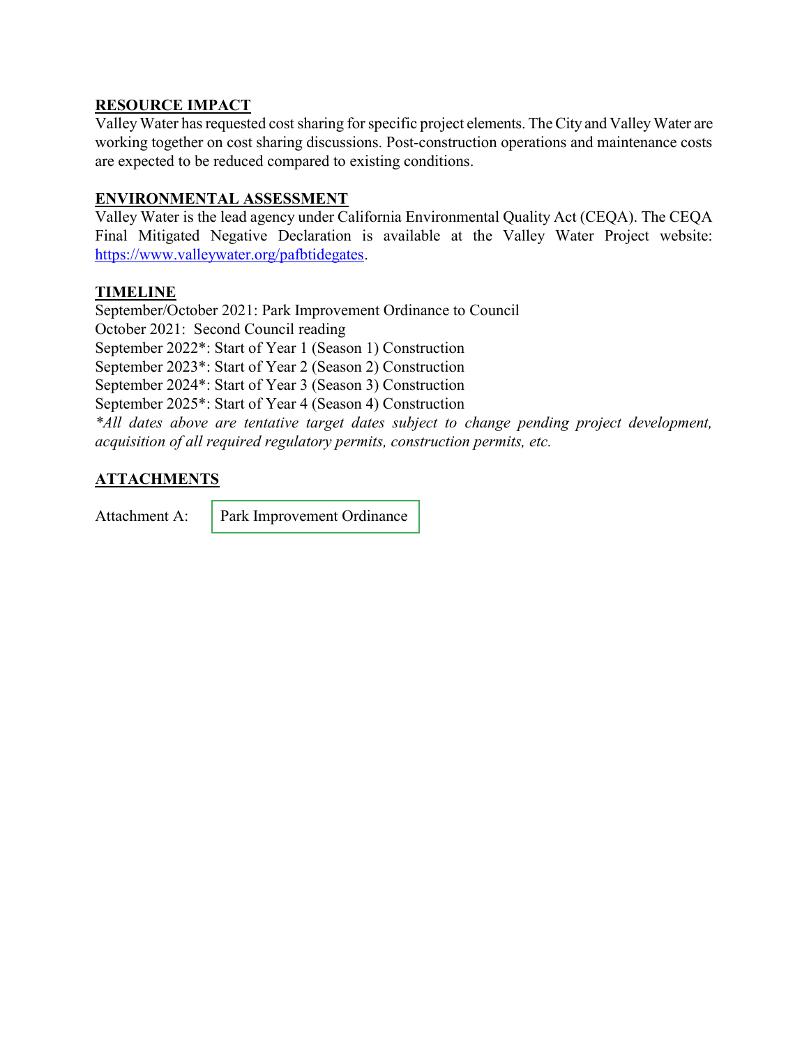## RESOURCE IMPACT

Valley Water has requested cost sharing for specific project elements. The City and Valley Water are working together on cost sharing discussions. Post-construction operations and maintenance costs are expected to be reduced compared to existing conditions.

## ENVIRONMENTAL ASSESSMENT

Valley Water is the lead agency under California Environmental Quality Act (CEQA). The CEQA Final Mitigated Negative Declaration is available at the Valley Water Project website: https://www.valleywater.org/pafbtidegates.

## TIMELINE

September/October 2021: Park Improvement Ordinance to Council
October 2021: Second Council reading
September 2022*: Start of Year 1 (Season 1) Construction
September 2023*: Start of Year 2 (Season 2) Construction
September 2024*: Start of Year 3 (Season 3) Construction
September 2025*: Start of Year 4 (Season 4) Construction

*\*All dates above are tentative target dates subject to change pending project development, acquisition of all required regulatory permits, construction permits, etc.*

## ATTACHMENTS

Attachment A: Park Improvement Ordinance